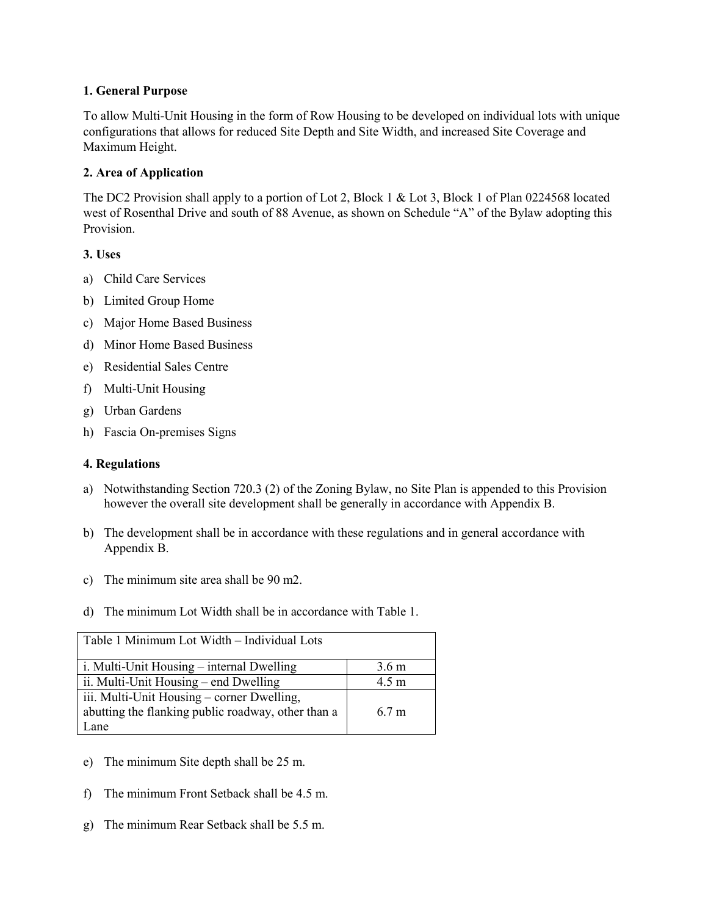**1. General Purpose**

To allow Multi-Unit Housing in the form of Row Housing to be developed on individual lots with unique configurations that allows for reduced Site Depth and Site Width, and increased Site Coverage and Maximum Height.

**2. Area of Application**

The DC2 Provision shall apply to a portion of Lot 2, Block 1 & Lot 3, Block 1 of Plan 0224568 located west of Rosenthal Drive and south of 88 Avenue, as shown on Schedule "A" of the Bylaw adopting this Provision.

**3. Uses**

a) Child Care Services
b) Limited Group Home
c) Major Home Based Business
d) Minor Home Based Business
e) Residential Sales Centre
f) Multi-Unit Housing
g) Urban Gardens
h) Fascia On-premises Signs

**4. Regulations**

a) Notwithstanding Section 720.3 (2) of the Zoning Bylaw, no Site Plan is appended to this Provision however the overall site development shall be generally in accordance with Appendix B.

b) The development shall be in accordance with these regulations and in general accordance with Appendix B.

c) The minimum site area shall be 90 m2.

d) The minimum Lot Width shall be in accordance with Table 1.

| Table 1 Minimum Lot Width – Individual Lots | |
|---|---|
| i. Multi-Unit Housing – internal Dwelling | 3.6 m |
| ii. Multi-Unit Housing – end Dwelling | 4.5 m |
| iii. Multi-Unit Housing – corner Dwelling, abutting the flanking public roadway, other than a Lane | 6.7 m |

e) The minimum Site depth shall be 25 m.

f) The minimum Front Setback shall be 4.5 m.

g) The minimum Rear Setback shall be 5.5 m.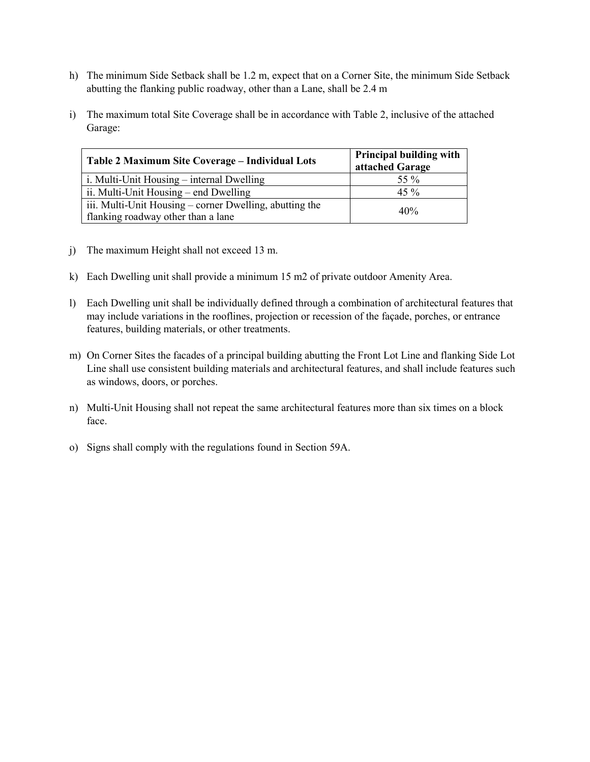h) The minimum Side Setback shall be 1.2 m, expect that on a Corner Site, the minimum Side Setback abutting the flanking public roadway, other than a Lane, shall be 2.4 m

i) The maximum total Site Coverage shall be in accordance with Table 2, inclusive of the attached Garage:

| **Table 2 Maximum Site Coverage – Individual Lots** | **Principal building with attached Garage** |
| --- | --- |
| i. Multi-Unit Housing – internal Dwelling | 55 % |
| ii. Multi-Unit Housing – end Dwelling | 45 % |
| iii. Multi-Unit Housing – corner Dwelling, abutting the flanking roadway other than a lane | 40% |

j) The maximum Height shall not exceed 13 m.

k) Each Dwelling unit shall provide a minimum 15 m2 of private outdoor Amenity Area.

l) Each Dwelling unit shall be individually defined through a combination of architectural features that may include variations in the rooflines, projection or recession of the façade, porches, or entrance features, building materials, or other treatments.

m) On Corner Sites the facades of a principal building abutting the Front Lot Line and flanking Side Lot Line shall use consistent building materials and architectural features, and shall include features such as windows, doors, or porches.

n) Multi-Unit Housing shall not repeat the same architectural features more than six times on a block face.

o) Signs shall comply with the regulations found in Section 59A.